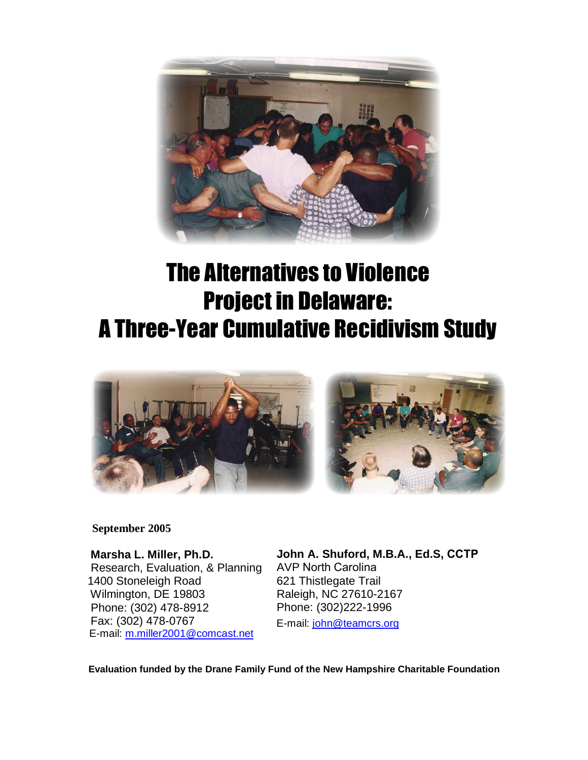# The Alternatives to Violence Project in Delaware: A Three-Year Cumulative Recidivism Study

**September 2005**

**Marsha L. Miller, Ph.D.**
Research, Evaluation, & Planning
1400 Stoneleigh Road
Wilmington, DE 19803
Phone: (302) 478-8912
Fax: (302) 478-0767
E-mail: m.miller2001@comcast.net

**John A. Shuford, M.B.A., Ed.S, CCTP**
AVP North Carolina
621 Thistlegate Trail
Raleigh, NC 27610-2167
Phone: (302)222-1996
E-mail: john@teamcrs.org

**Evaluation funded by the Drane Family Fund of the New Hampshire Charitable Foundation**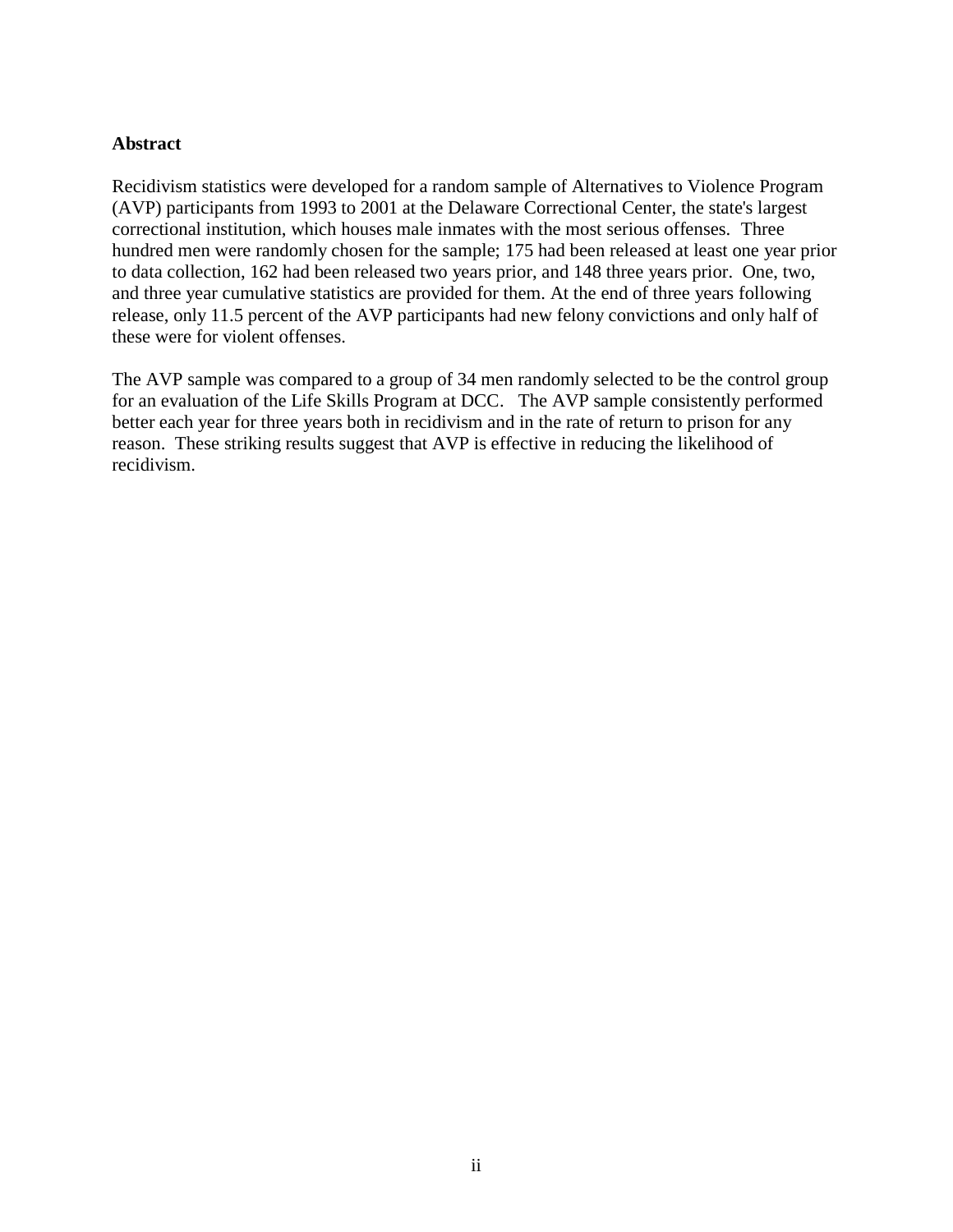## Abstract

Recidivism statistics were developed for a random sample of Alternatives to Violence Program (AVP) participants from 1993 to 2001 at the Delaware Correctional Center, the state's largest correctional institution, which houses male inmates with the most serious offenses. Three hundred men were randomly chosen for the sample; 175 had been released at least one year prior to data collection, 162 had been released two years prior, and 148 three years prior. One, two, and three year cumulative statistics are provided for them. At the end of three years following release, only 11.5 percent of the AVP participants had new felony convictions and only half of these were for violent offenses.

The AVP sample was compared to a group of 34 men randomly selected to be the control group for an evaluation of the Life Skills Program at DCC. The AVP sample consistently performed better each year for three years both in recidivism and in the rate of return to prison for any reason. These striking results suggest that AVP is effective in reducing the likelihood of recidivism.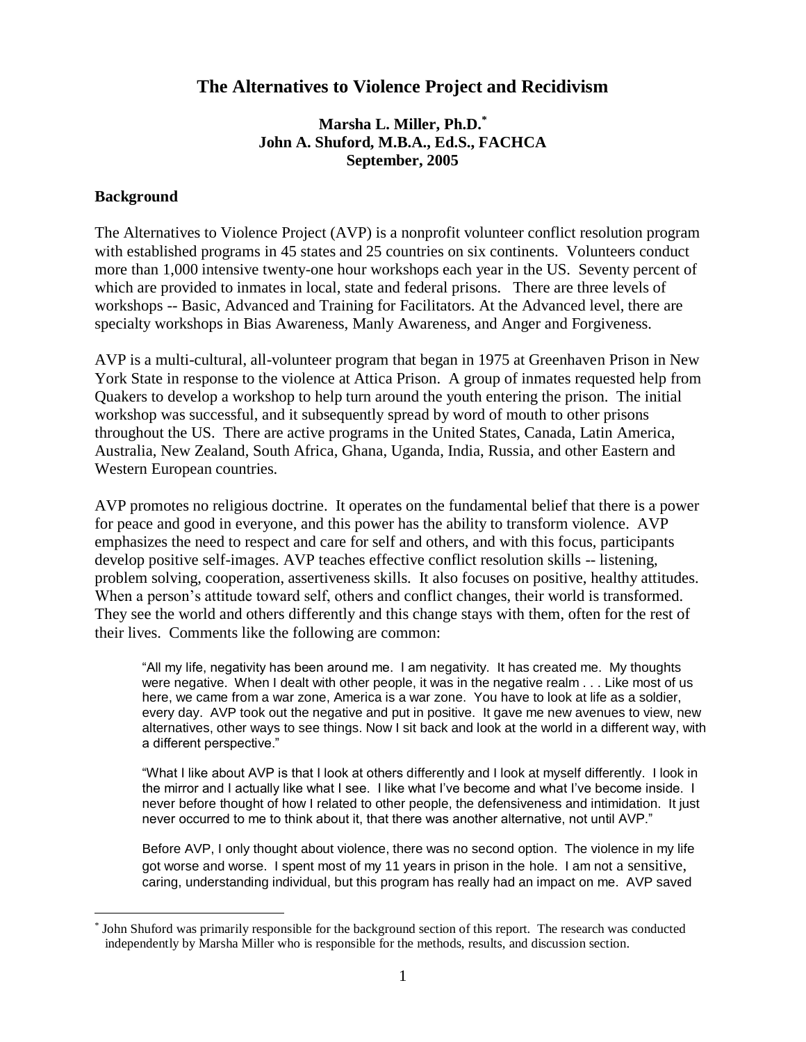# The Alternatives to Violence Project and Recidivism

**Marsha L. Miller, Ph.D.***
**John A. Shuford, M.B.A., Ed.S., FACHCA**
**September, 2005**

## Background

The Alternatives to Violence Project (AVP) is a nonprofit volunteer conflict resolution program with established programs in 45 states and 25 countries on six continents. Volunteers conduct more than 1,000 intensive twenty-one hour workshops each year in the US. Seventy percent of which are provided to inmates in local, state and federal prisons. There are three levels of workshops -- Basic, Advanced and Training for Facilitators. At the Advanced level, there are specialty workshops in Bias Awareness, Manly Awareness, and Anger and Forgiveness.

AVP is a multi-cultural, all-volunteer program that began in 1975 at Greenhaven Prison in New York State in response to the violence at Attica Prison. A group of inmates requested help from Quakers to develop a workshop to help turn around the youth entering the prison. The initial workshop was successful, and it subsequently spread by word of mouth to other prisons throughout the US. There are active programs in the United States, Canada, Latin America, Australia, New Zealand, South Africa, Ghana, Uganda, India, Russia, and other Eastern and Western European countries.

AVP promotes no religious doctrine. It operates on the fundamental belief that there is a power for peace and good in everyone, and this power has the ability to transform violence. AVP emphasizes the need to respect and care for self and others, and with this focus, participants develop positive self-images. AVP teaches effective conflict resolution skills -- listening, problem solving, cooperation, assertiveness skills. It also focuses on positive, healthy attitudes. When a person's attitude toward self, others and conflict changes, their world is transformed. They see the world and others differently and this change stays with them, often for the rest of their lives. Comments like the following are common:

> "All my life, negativity has been around me. I am negativity. It has created me. My thoughts were negative. When I dealt with other people, it was in the negative realm . . . Like most of us here, we came from a war zone, America is a war zone. You have to look at life as a soldier, every day. AVP took out the negative and put in positive. It gave me new avenues to view, new alternatives, other ways to see things. Now I sit back and look at the world in a different way, with a different perspective."

> "What I like about AVP is that I look at others differently and I look at myself differently. I look in the mirror and I actually like what I see. I like what I've become and what I've become inside. I never before thought of how I related to other people, the defensiveness and intimidation. It just never occurred to me to think about it, that there was another alternative, not until AVP."

> Before AVP, I only thought about violence, there was no second option. The violence in my life got worse and worse. I spent most of my 11 years in prison in the hole. I am not a sensitive, caring, understanding individual, but this program has really had an impact on me. AVP saved

* John Shuford was primarily responsible for the background section of this report. The research was conducted independently by Marsha Miller who is responsible for the methods, results, and discussion section.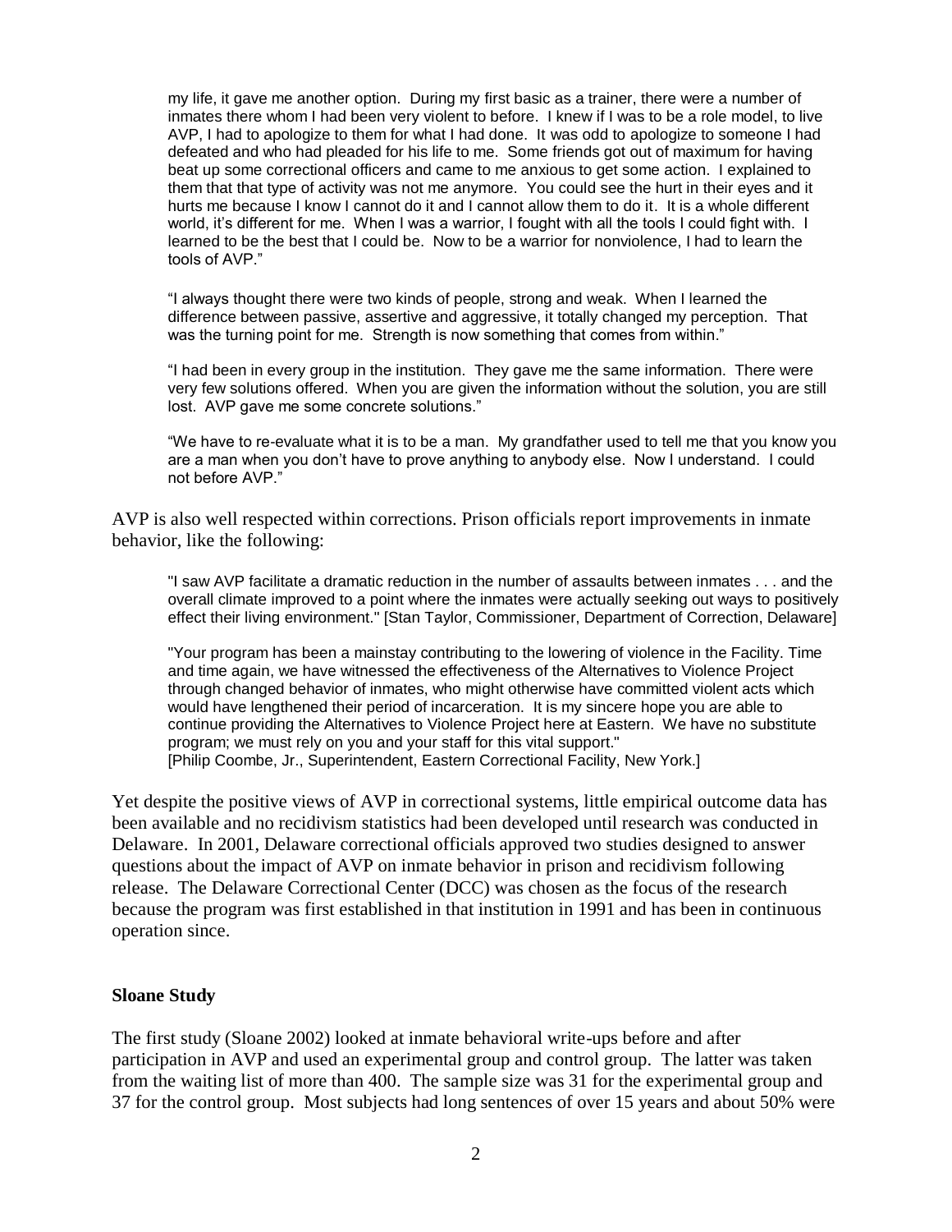> my life, it gave me another option. During my first basic as a trainer, there were a number of inmates there whom I had been very violent to before. I knew if I was to be a role model, to live AVP, I had to apologize to them for what I had done. It was odd to apologize to someone I had defeated and who had pleaded for his life to me. Some friends got out of maximum for having beat up some correctional officers and came to me anxious to get some action. I explained to them that that type of activity was not me anymore. You could see the hurt in their eyes and it hurts me because I know I cannot do it and I cannot allow them to do it. It is a whole different world, it's different for me. When I was a warrior, I fought with all the tools I could fight with. I learned to be the best that I could be. Now to be a warrior for nonviolence, I had to learn the tools of AVP."
>
> "I always thought there were two kinds of people, strong and weak. When I learned the difference between passive, assertive and aggressive, it totally changed my perception. That was the turning point for me. Strength is now something that comes from within."
>
> "I had been in every group in the institution. They gave me the same information. There were very few solutions offered. When you are given the information without the solution, you are still lost. AVP gave me some concrete solutions."
>
> "We have to re-evaluate what it is to be a man. My grandfather used to tell me that you know you are a man when you don't have to prove anything to anybody else. Now I understand. I could not before AVP."

AVP is also well respected within corrections. Prison officials report improvements in inmate behavior, like the following:

> "I saw AVP facilitate a dramatic reduction in the number of assaults between inmates . . . and the overall climate improved to a point where the inmates were actually seeking out ways to positively effect their living environment." [Stan Taylor, Commissioner, Department of Correction, Delaware]
>
> "Your program has been a mainstay contributing to the lowering of violence in the Facility. Time and time again, we have witnessed the effectiveness of the Alternatives to Violence Project through changed behavior of inmates, who might otherwise have committed violent acts which would have lengthened their period of incarceration. It is my sincere hope you are able to continue providing the Alternatives to Violence Project here at Eastern. We have no substitute program; we must rely on you and your staff for this vital support."
> [Philip Coombe, Jr., Superintendent, Eastern Correctional Facility, New York.]

Yet despite the positive views of AVP in correctional systems, little empirical outcome data has been available and no recidivism statistics had been developed until research was conducted in Delaware. In 2001, Delaware correctional officials approved two studies designed to answer questions about the impact of AVP on inmate behavior in prison and recidivism following release. The Delaware Correctional Center (DCC) was chosen as the focus of the research because the program was first established in that institution in 1991 and has been in continuous operation since.

**Sloane Study**

The first study (Sloane 2002) looked at inmate behavioral write-ups before and after participation in AVP and used an experimental group and control group. The latter was taken from the waiting list of more than 400. The sample size was 31 for the experimental group and 37 for the control group. Most subjects had long sentences of over 15 years and about 50% were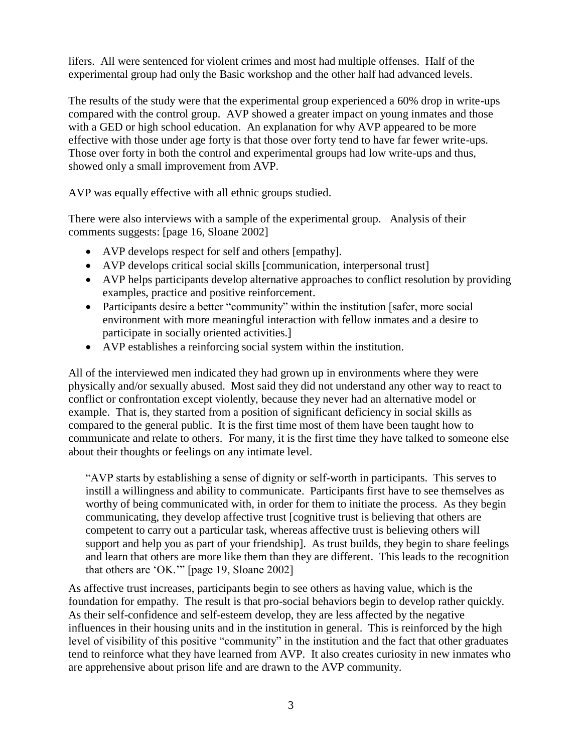lifers. All were sentenced for violent crimes and most had multiple offenses. Half of the experimental group had only the Basic workshop and the other half had advanced levels.

The results of the study were that the experimental group experienced a 60% drop in write-ups compared with the control group. AVP showed a greater impact on young inmates and those with a GED or high school education. An explanation for why AVP appeared to be more effective with those under age forty is that those over forty tend to have far fewer write-ups. Those over forty in both the control and experimental groups had low write-ups and thus, showed only a small improvement from AVP.

AVP was equally effective with all ethnic groups studied.

There were also interviews with a sample of the experimental group. Analysis of their comments suggests: [page 16, Sloane 2002]

- AVP develops respect for self and others [empathy].
- AVP develops critical social skills [communication, interpersonal trust]
- AVP helps participants develop alternative approaches to conflict resolution by providing examples, practice and positive reinforcement.
- Participants desire a better "community" within the institution [safer, more social environment with more meaningful interaction with fellow inmates and a desire to participate in socially oriented activities.]
- AVP establishes a reinforcing social system within the institution.

All of the interviewed men indicated they had grown up in environments where they were physically and/or sexually abused. Most said they did not understand any other way to react to conflict or confrontation except violently, because they never had an alternative model or example. That is, they started from a position of significant deficiency in social skills as compared to the general public. It is the first time most of them have been taught how to communicate and relate to others. For many, it is the first time they have talked to someone else about their thoughts or feelings on any intimate level.

> "AVP starts by establishing a sense of dignity or self-worth in participants. This serves to instill a willingness and ability to communicate. Participants first have to see themselves as worthy of being communicated with, in order for them to initiate the process. As they begin communicating, they develop affective trust [cognitive trust is believing that others are competent to carry out a particular task, whereas affective trust is believing others will support and help you as part of your friendship]. As trust builds, they begin to share feelings and learn that others are more like them than they are different. This leads to the recognition that others are 'OK.'" [page 19, Sloane 2002]

As affective trust increases, participants begin to see others as having value, which is the foundation for empathy. The result is that pro-social behaviors begin to develop rather quickly. As their self-confidence and self-esteem develop, they are less affected by the negative influences in their housing units and in the institution in general. This is reinforced by the high level of visibility of this positive "community" in the institution and the fact that other graduates tend to reinforce what they have learned from AVP. It also creates curiosity in new inmates who are apprehensive about prison life and are drawn to the AVP community.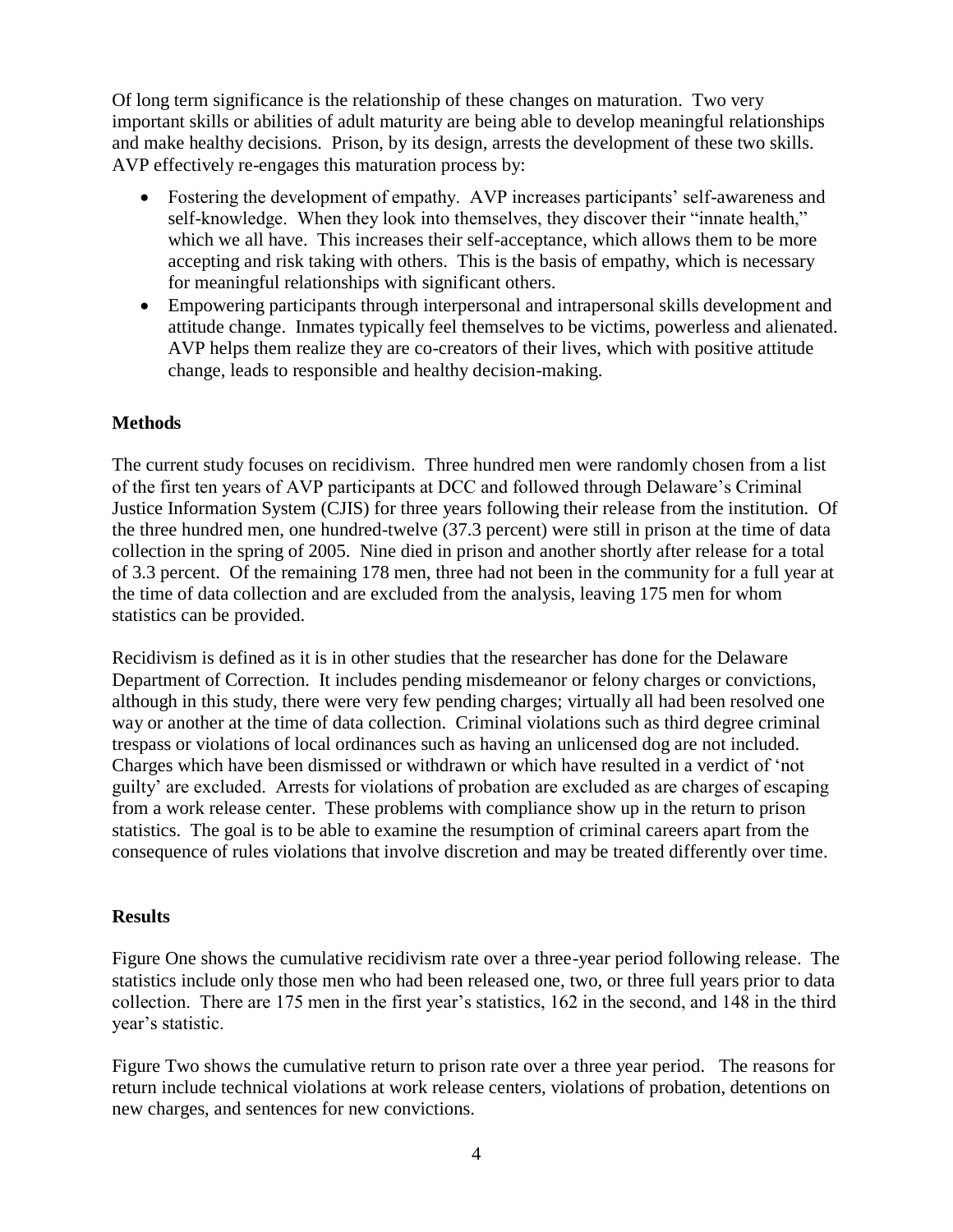Of long term significance is the relationship of these changes on maturation. Two very important skills or abilities of adult maturity are being able to develop meaningful relationships and make healthy decisions. Prison, by its design, arrests the development of these two skills. AVP effectively re-engages this maturation process by:

- Fostering the development of empathy. AVP increases participants' self-awareness and self-knowledge. When they look into themselves, they discover their "innate health," which we all have. This increases their self-acceptance, which allows them to be more accepting and risk taking with others. This is the basis of empathy, which is necessary for meaningful relationships with significant others.
- Empowering participants through interpersonal and intrapersonal skills development and attitude change. Inmates typically feel themselves to be victims, powerless and alienated. AVP helps them realize they are co-creators of their lives, which with positive attitude change, leads to responsible and healthy decision-making.

**Methods**

The current study focuses on recidivism. Three hundred men were randomly chosen from a list of the first ten years of AVP participants at DCC and followed through Delaware's Criminal Justice Information System (CJIS) for three years following their release from the institution. Of the three hundred men, one hundred-twelve (37.3 percent) were still in prison at the time of data collection in the spring of 2005. Nine died in prison and another shortly after release for a total of 3.3 percent. Of the remaining 178 men, three had not been in the community for a full year at the time of data collection and are excluded from the analysis, leaving 175 men for whom statistics can be provided.

Recidivism is defined as it is in other studies that the researcher has done for the Delaware Department of Correction. It includes pending misdemeanor or felony charges or convictions, although in this study, there were very few pending charges; virtually all had been resolved one way or another at the time of data collection. Criminal violations such as third degree criminal trespass or violations of local ordinances such as having an unlicensed dog are not included. Charges which have been dismissed or withdrawn or which have resulted in a verdict of 'not guilty' are excluded. Arrests for violations of probation are excluded as are charges of escaping from a work release center. These problems with compliance show up in the return to prison statistics. The goal is to be able to examine the resumption of criminal careers apart from the consequence of rules violations that involve discretion and may be treated differently over time.

**Results**

Figure One shows the cumulative recidivism rate over a three-year period following release. The statistics include only those men who had been released one, two, or three full years prior to data collection. There are 175 men in the first year's statistics, 162 in the second, and 148 in the third year's statistic.

Figure Two shows the cumulative return to prison rate over a three year period. The reasons for return include technical violations at work release centers, violations of probation, detentions on new charges, and sentences for new convictions.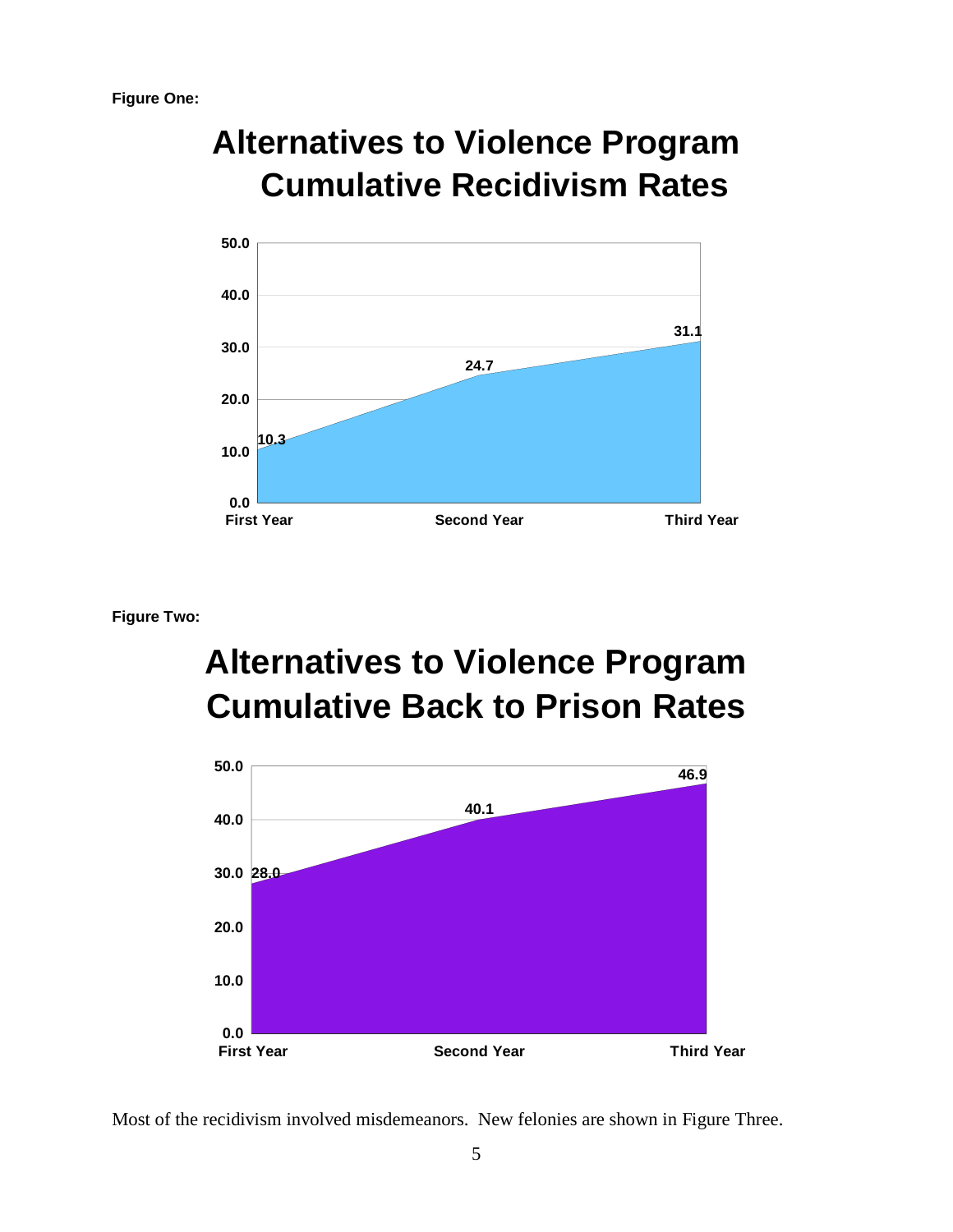**Figure One:**

## Alternatives to Violence Program Cumulative Recidivism Rates

| | First Year | Second Year | Third Year |
|---|---|---|---|
| Cumulative Recidivism Rate | 10.3 | 24.7 | 31.1 |

**Figure Two:**

## Alternatives to Violence Program Cumulative Back to Prison Rates

| | First Year | Second Year | Third Year |
|---|---|---|---|
| Cumulative Back to Prison Rate | 28.0 | 40.1 | 46.9 |

Most of the recidivism involved misdemeanors. New felonies are shown in Figure Three.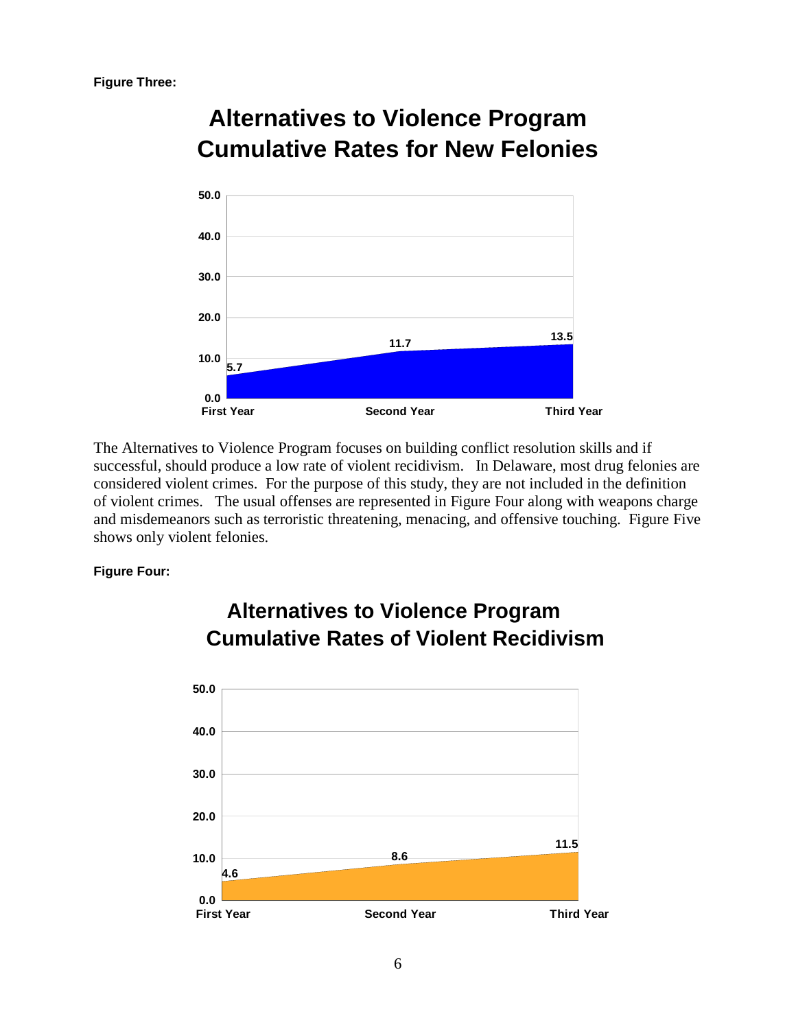**Figure Three:**

## Alternatives to Violence Program Cumulative Rates for New Felonies

| | First Year | Second Year | Third Year |
|---|---|---|---|
| Rate | 5.7 | 11.7 | 13.5 |

The Alternatives to Violence Program focuses on building conflict resolution skills and if successful, should produce a low rate of violent recidivism. In Delaware, most drug felonies are considered violent crimes. For the purpose of this study, they are not included in the definition of violent crimes. The usual offenses are represented in Figure Four along with weapons charge and misdemeanors such as terroristic threatening, menacing, and offensive touching. Figure Five shows only violent felonies.

**Figure Four:**

## Alternatives to Violence Program Cumulative Rates of Violent Recidivism

| | First Year | Second Year | Third Year |
|---|---|---|---|
| Rate | 4.6 | 8.6 | 11.5 |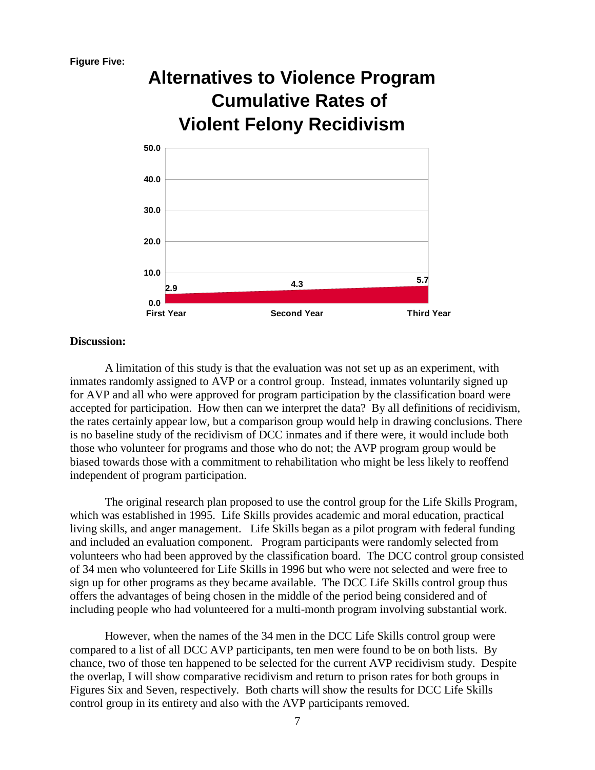**Figure Five:**

**Alternatives to Violence Program Cumulative Rates of Violent Felony Recidivism**

| | First Year | Second Year | Third Year |
|---|---|---|---|
| Rate | 2.9 | 4.3 | 5.7 |

**Discussion:**

A limitation of this study is that the evaluation was not set up as an experiment, with inmates randomly assigned to AVP or a control group. Instead, inmates voluntarily signed up for AVP and all who were approved for program participation by the classification board were accepted for participation. How then can we interpret the data? By all definitions of recidivism, the rates certainly appear low, but a comparison group would help in drawing conclusions. There is no baseline study of the recidivism of DCC inmates and if there were, it would include both those who volunteer for programs and those who do not; the AVP program group would be biased towards those with a commitment to rehabilitation who might be less likely to reoffend independent of program participation.

The original research plan proposed to use the control group for the Life Skills Program, which was established in 1995. Life Skills provides academic and moral education, practical living skills, and anger management. Life Skills began as a pilot program with federal funding and included an evaluation component. Program participants were randomly selected from volunteers who had been approved by the classification board. The DCC control group consisted of 34 men who volunteered for Life Skills in 1996 but who were not selected and were free to sign up for other programs as they became available. The DCC Life Skills control group thus offers the advantages of being chosen in the middle of the period being considered and of including people who had volunteered for a multi-month program involving substantial work.

However, when the names of the 34 men in the DCC Life Skills control group were compared to a list of all DCC AVP participants, ten men were found to be on both lists. By chance, two of those ten happened to be selected for the current AVP recidivism study. Despite the overlap, I will show comparative recidivism and return to prison rates for both groups in Figures Six and Seven, respectively. Both charts will show the results for DCC Life Skills control group in its entirety and also with the AVP participants removed.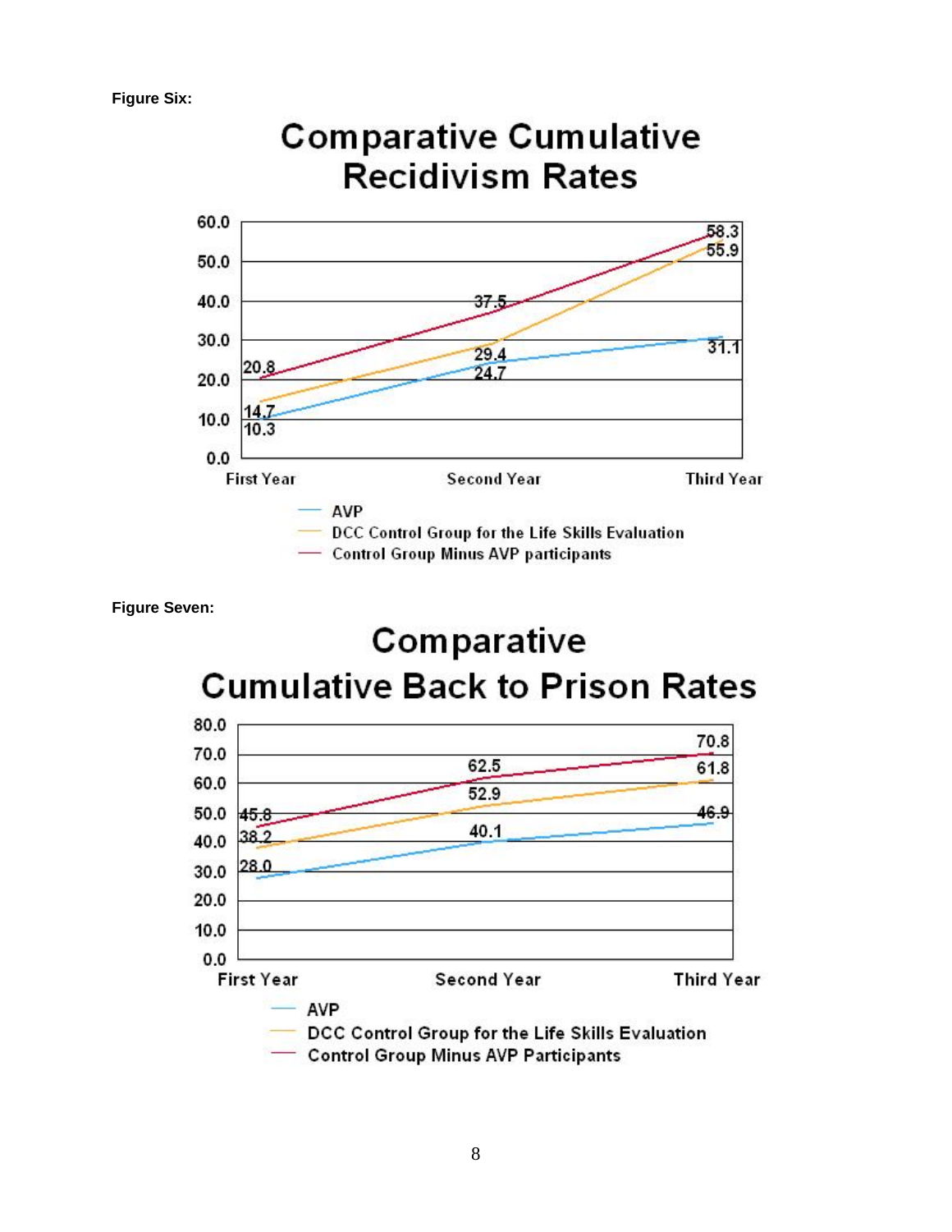**Figure Six:**

**Comparative Cumulative Recidivism Rates**

| | First Year | Second Year | Third Year |
|---|---|---|---|
| AVP | 10.3 | 24.7 | 31.1 |
| DCC Control Group for the Life Skills Evaluation | 14.7 | 29.4 | 55.9 |
| Control Group Minus AVP participants | 20.8 | 37.5 | 58.3 |

**Figure Seven:**

**Comparative Cumulative Back to Prison Rates**

| | First Year | Second Year | Third Year |
|---|---|---|---|
| AVP | 28.0 | 40.1 | 46.9 |
| DCC Control Group for the Life Skills Evaluation | 38.2 | 52.9 | 61.8 |
| Control Group Minus AVP Participants | 45.8 | 62.5 | 70.8 |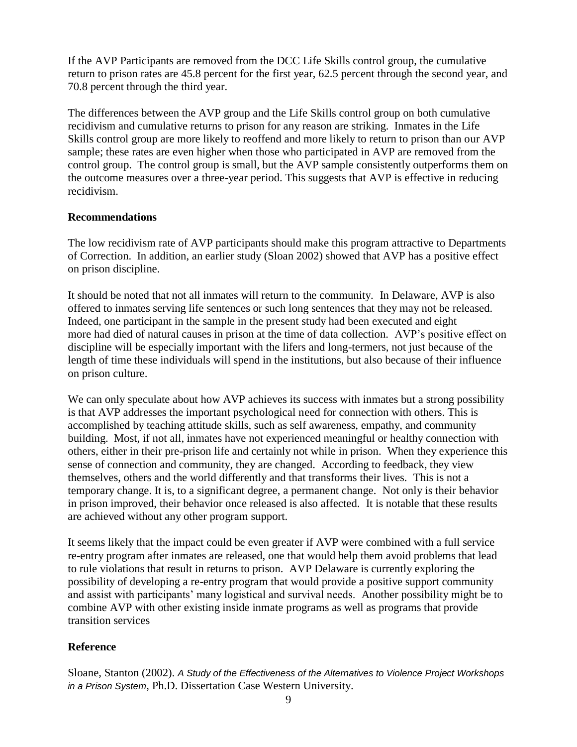If the AVP Participants are removed from the DCC Life Skills control group, the cumulative return to prison rates are 45.8 percent for the first year, 62.5 percent through the second year, and 70.8 percent through the third year.

The differences between the AVP group and the Life Skills control group on both cumulative recidivism and cumulative returns to prison for any reason are striking. Inmates in the Life Skills control group are more likely to reoffend and more likely to return to prison than our AVP sample; these rates are even higher when those who participated in AVP are removed from the control group. The control group is small, but the AVP sample consistently outperforms them on the outcome measures over a three-year period. This suggests that AVP is effective in reducing recidivism.

**Recommendations**

The low recidivism rate of AVP participants should make this program attractive to Departments of Correction. In addition, an earlier study (Sloan 2002) showed that AVP has a positive effect on prison discipline.

It should be noted that not all inmates will return to the community. In Delaware, AVP is also offered to inmates serving life sentences or such long sentences that they may not be released. Indeed, one participant in the sample in the present study had been executed and eight more had died of natural causes in prison at the time of data collection. AVP's positive effect on discipline will be especially important with the lifers and long-termers, not just because of the length of time these individuals will spend in the institutions, but also because of their influence on prison culture.

We can only speculate about how AVP achieves its success with inmates but a strong possibility is that AVP addresses the important psychological need for connection with others. This is accomplished by teaching attitude skills, such as self awareness, empathy, and community building. Most, if not all, inmates have not experienced meaningful or healthy connection with others, either in their pre-prison life and certainly not while in prison. When they experience this sense of connection and community, they are changed. According to feedback, they view themselves, others and the world differently and that transforms their lives. This is not a temporary change. It is, to a significant degree, a permanent change. Not only is their behavior in prison improved, their behavior once released is also affected. It is notable that these results are achieved without any other program support.

It seems likely that the impact could be even greater if AVP were combined with a full service re-entry program after inmates are released, one that would help them avoid problems that lead to rule violations that result in returns to prison. AVP Delaware is currently exploring the possibility of developing a re-entry program that would provide a positive support community and assist with participants' many logistical and survival needs. Another possibility might be to combine AVP with other existing inside inmate programs as well as programs that provide transition services

**Reference**

Sloane, Stanton (2002). *A Study of the Effectiveness of the Alternatives to Violence Project Workshops in a Prison System*, Ph.D. Dissertation Case Western University.